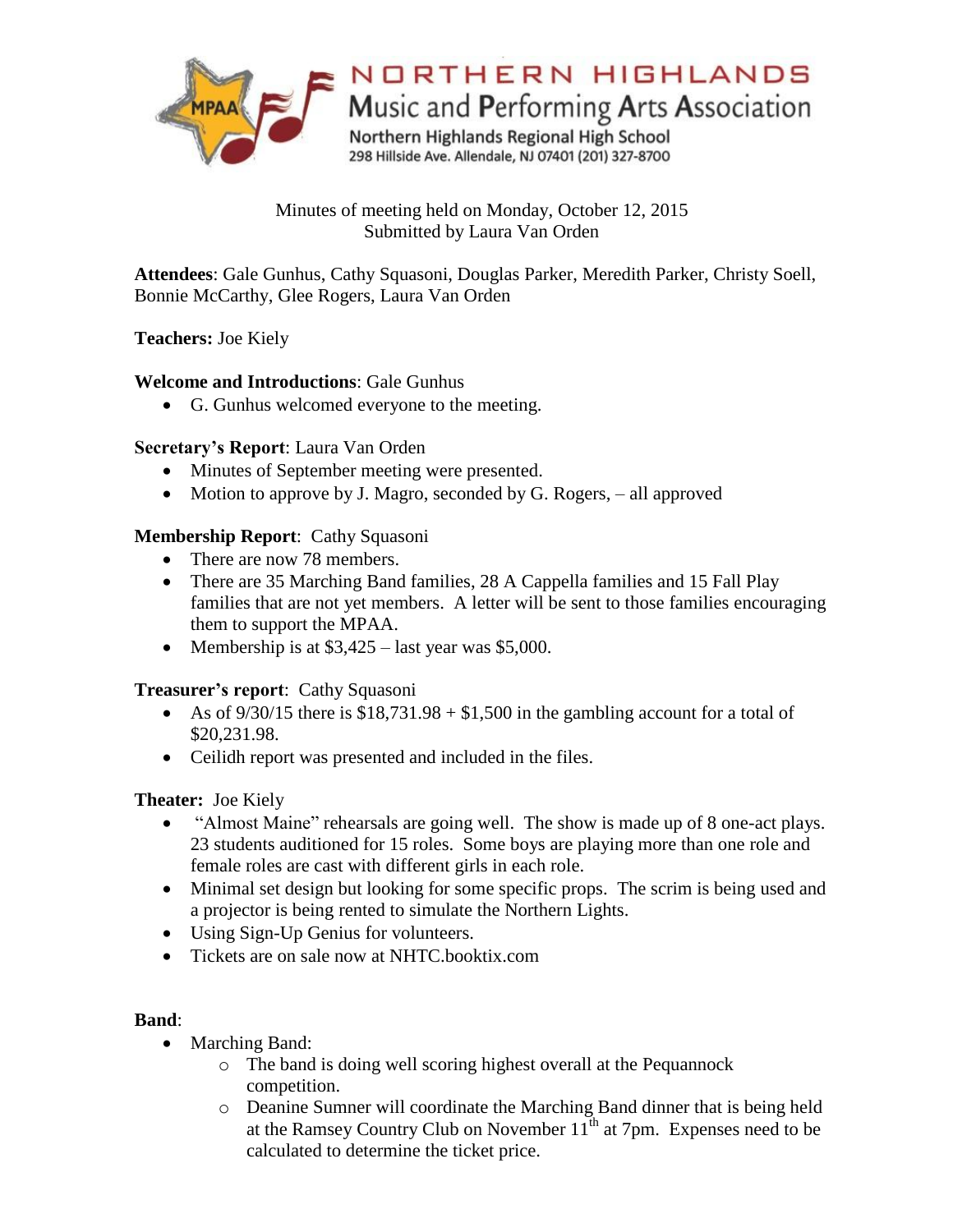# NORTHERN HIGHLANDS

## Music and Performing Arts Association

Northern Highlands Regional High School
298 Hillside Ave. Allendale, NJ 07401 (201) 327-8700

Minutes of meeting held on Monday, October 12, 2015
Submitted by Laura Van Orden

**Attendees**: Gale Gunhus, Cathy Squasoni, Douglas Parker, Meredith Parker, Christy Soell, Bonnie McCarthy, Glee Rogers, Laura Van Orden

**Teachers:** Joe Kiely

**Welcome and Introductions**: Gale Gunhus

- G. Gunhus welcomed everyone to the meeting.

**Secretary's Report**: Laura Van Orden

- Minutes of September meeting were presented.
- Motion to approve by J. Magro, seconded by G. Rogers, – all approved

**Membership Report**: Cathy Squasoni

- There are now 78 members.
- There are 35 Marching Band families, 28 A Cappella families and 15 Fall Play families that are not yet members. A letter will be sent to those families encouraging them to support the MPAA.
- Membership is at $3,425 – last year was $5,000.

**Treasurer's report**: Cathy Squasoni

- As of 9/30/15 there is $18,731.98 + $1,500 in the gambling account for a total of $20,231.98.
- Ceilidh report was presented and included in the files.

**Theater:** Joe Kiely

- "Almost Maine" rehearsals are going well. The show is made up of 8 one-act plays. 23 students auditioned for 15 roles. Some boys are playing more than one role and female roles are cast with different girls in each role.
- Minimal set design but looking for some specific props. The scrim is being used and a projector is being rented to simulate the Northern Lights.
- Using Sign-Up Genius for volunteers.
- Tickets are on sale now at NHTC.booktix.com

**Band**:

- Marching Band:
  - The band is doing well scoring highest overall at the Pequannock competition.
  - Deanine Sumner will coordinate the Marching Band dinner that is being held at the Ramsey Country Club on November 11th at 7pm. Expenses need to be calculated to determine the ticket price.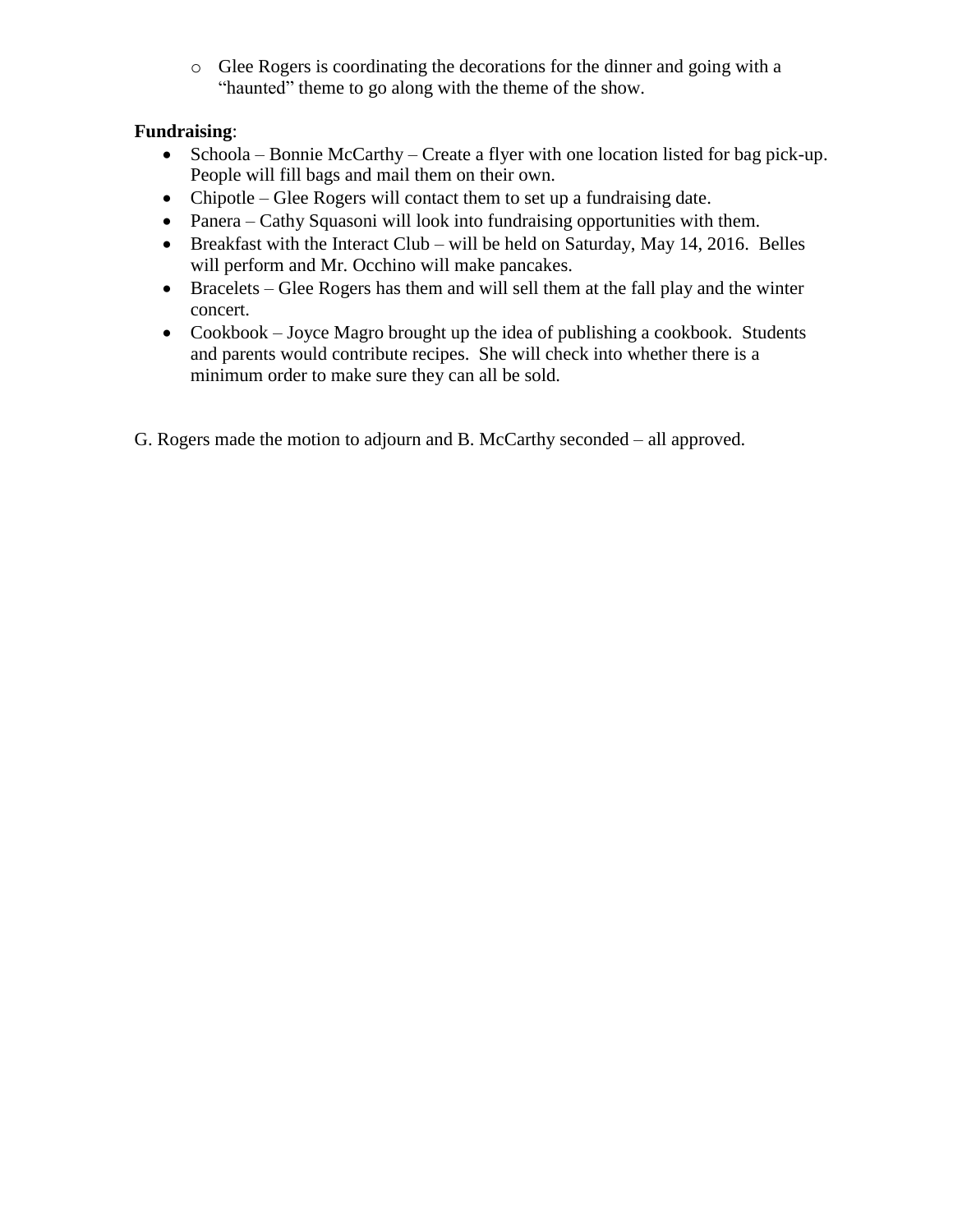- Glee Rogers is coordinating the decorations for the dinner and going with a "haunted" theme to go along with the theme of the show.

**Fundraising**:

- Schoola – Bonnie McCarthy – Create a flyer with one location listed for bag pick-up. People will fill bags and mail them on their own.
- Chipotle – Glee Rogers will contact them to set up a fundraising date.
- Panera – Cathy Squasoni will look into fundraising opportunities with them.
- Breakfast with the Interact Club – will be held on Saturday, May 14, 2016. Belles will perform and Mr. Occhino will make pancakes.
- Bracelets – Glee Rogers has them and will sell them at the fall play and the winter concert.
- Cookbook – Joyce Magro brought up the idea of publishing a cookbook. Students and parents would contribute recipes. She will check into whether there is a minimum order to make sure they can all be sold.

G. Rogers made the motion to adjourn and B. McCarthy seconded – all approved.